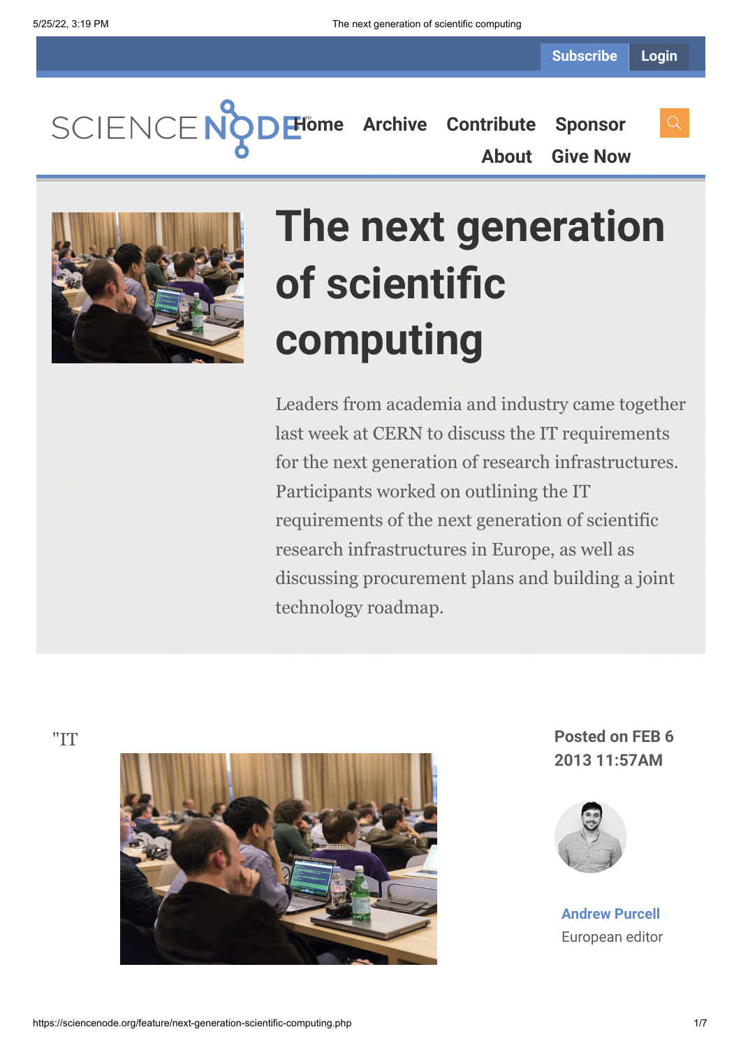Subscribe Login

SCIENCE NODE

Home Archive Contribute Sponsor About Give Now

# The next generation of scientific computing

Leaders from academia and industry came together last week at CERN to discuss the IT requirements for the next generation of research infrastructures. Participants worked on outlining the IT requirements of the next generation of scientific research infrastructures in Europe, as well as discussing procurement plans and building a joint technology roadmap.

"IT

**Posted on FEB 6 2013 11:57AM**

**Andrew Purcell**
European editor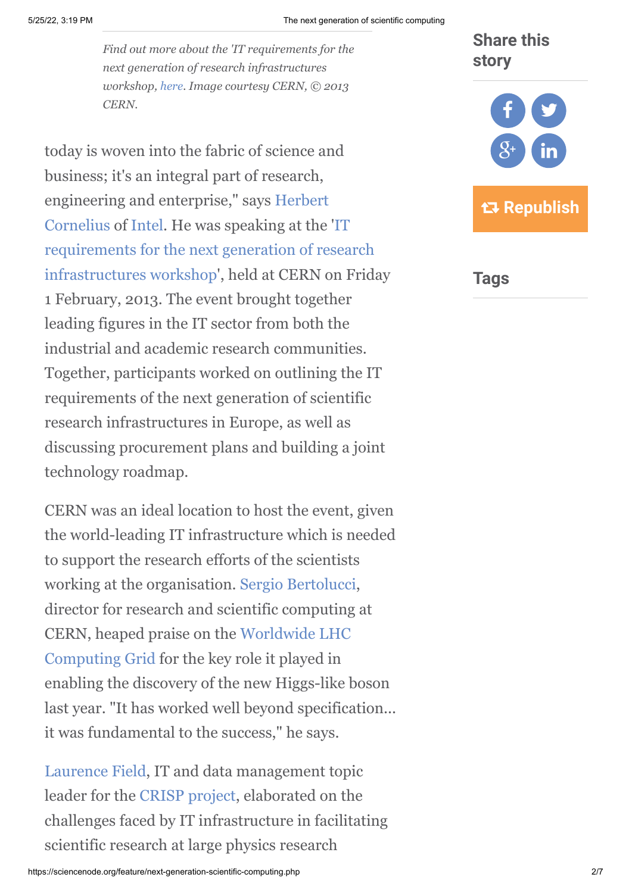*Find out more about the 'IT requirements for the next generation of research infrastructures workshop, here. Image courtesy CERN, © 2013 CERN.*

today is woven into the fabric of science and business; it's an integral part of research, engineering and enterprise," says Herbert Cornelius of Intel. He was speaking at the 'IT requirements for the next generation of research infrastructures workshop', held at CERN on Friday 1 February, 2013. The event brought together leading figures in the IT sector from both the industrial and academic research communities. Together, participants worked on outlining the IT requirements of the next generation of scientific research infrastructures in Europe, as well as discussing procurement plans and building a joint technology roadmap.

CERN was an ideal location to host the event, given the world-leading IT infrastructure which is needed to support the research efforts of the scientists working at the organisation. Sergio Bertolucci, director for research and scientific computing at CERN, heaped praise on the Worldwide LHC Computing Grid for the key role it played in enabling the discovery of the new Higgs-like boson last year. "It has worked well beyond specification... it was fundamental to the success," he says.

Laurence Field, IT and data management topic leader for the CRISP project, elaborated on the challenges faced by IT infrastructure in facilitating scientific research at large physics research

## Share this story

Republish

## Tags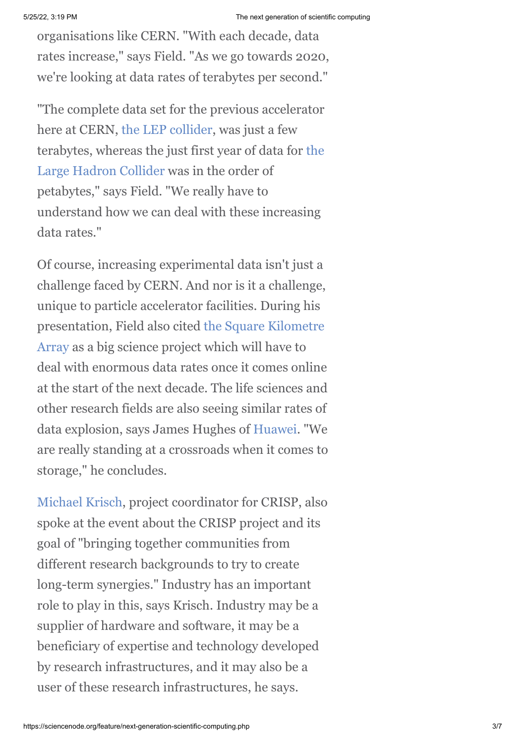organisations like CERN. "With each decade, data rates increase," says Field. "As we go towards 2020, we're looking at data rates of terabytes per second."

"The complete data set for the previous accelerator here at CERN, the LEP collider, was just a few terabytes, whereas the just first year of data for the Large Hadron Collider was in the order of petabytes," says Field. "We really have to understand how we can deal with these increasing data rates."

Of course, increasing experimental data isn't just a challenge faced by CERN. And nor is it a challenge, unique to particle accelerator facilities. During his presentation, Field also cited the Square Kilometre Array as a big science project which will have to deal with enormous data rates once it comes online at the start of the next decade. The life sciences and other research fields are also seeing similar rates of data explosion, says James Hughes of Huawei. "We are really standing at a crossroads when it comes to storage," he concludes.

Michael Krisch, project coordinator for CRISP, also spoke at the event about the CRISP project and its goal of "bringing together communities from different research backgrounds to try to create long-term synergies." Industry has an important role to play in this, says Krisch. Industry may be a supplier of hardware and software, it may be a beneficiary of expertise and technology developed by research infrastructures, and it may also be a user of these research infrastructures, he says.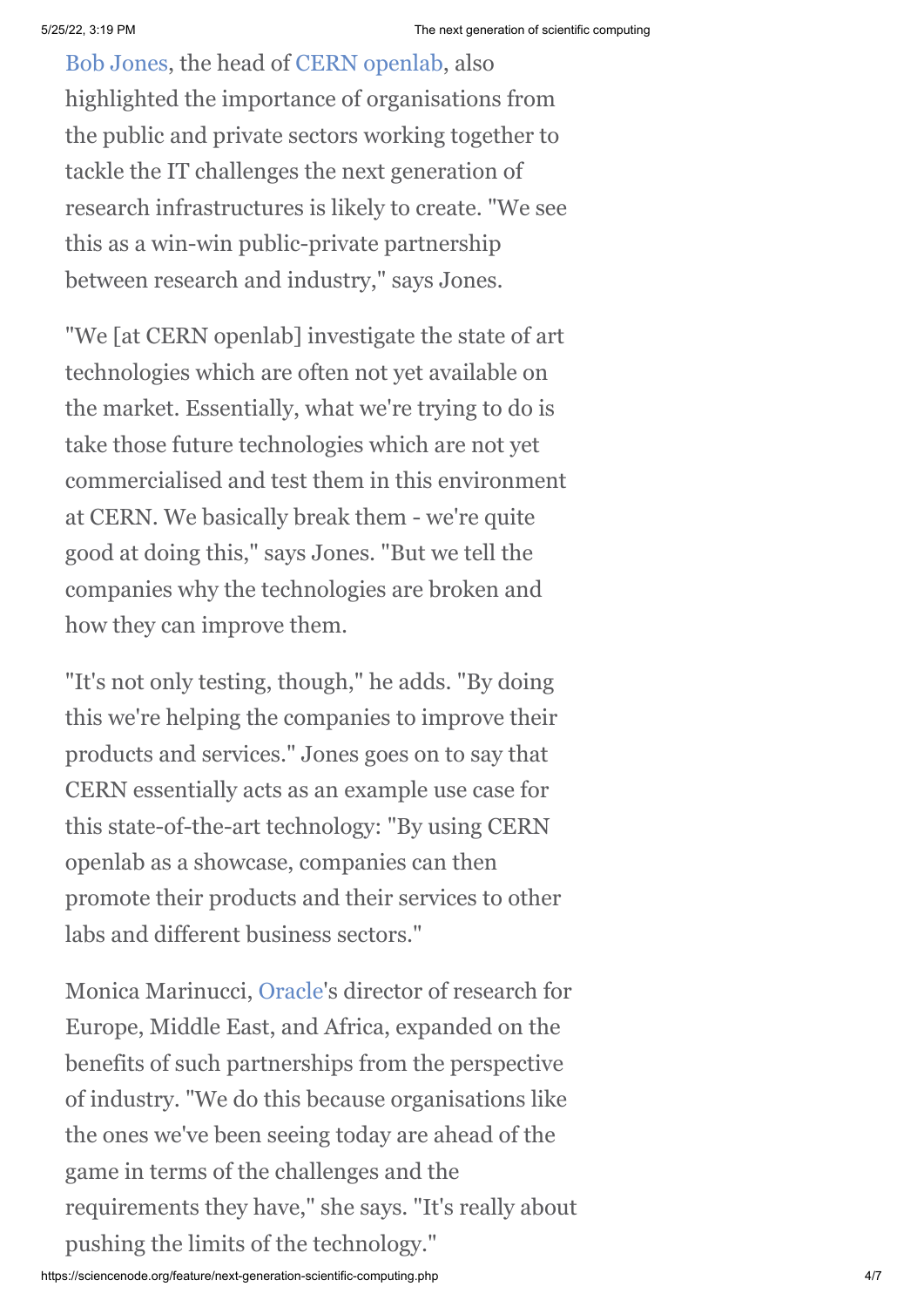Bob Jones, the head of CERN openlab, also highlighted the importance of organisations from the public and private sectors working together to tackle the IT challenges the next generation of research infrastructures is likely to create. "We see this as a win-win public-private partnership between research and industry," says Jones.

"We [at CERN openlab] investigate the state of art technologies which are often not yet available on the market. Essentially, what we're trying to do is take those future technologies which are not yet commercialised and test them in this environment at CERN. We basically break them - we're quite good at doing this," says Jones. "But we tell the companies why the technologies are broken and how they can improve them.

"It's not only testing, though," he adds. "By doing this we're helping the companies to improve their products and services." Jones goes on to say that CERN essentially acts as an example use case for this state-of-the-art technology: "By using CERN openlab as a showcase, companies can then promote their products and their services to other labs and different business sectors."

Monica Marinucci, Oracle's director of research for Europe, Middle East, and Africa, expanded on the benefits of such partnerships from the perspective of industry. "We do this because organisations like the ones we've been seeing today are ahead of the game in terms of the challenges and the requirements they have," she says. "It's really about pushing the limits of the technology."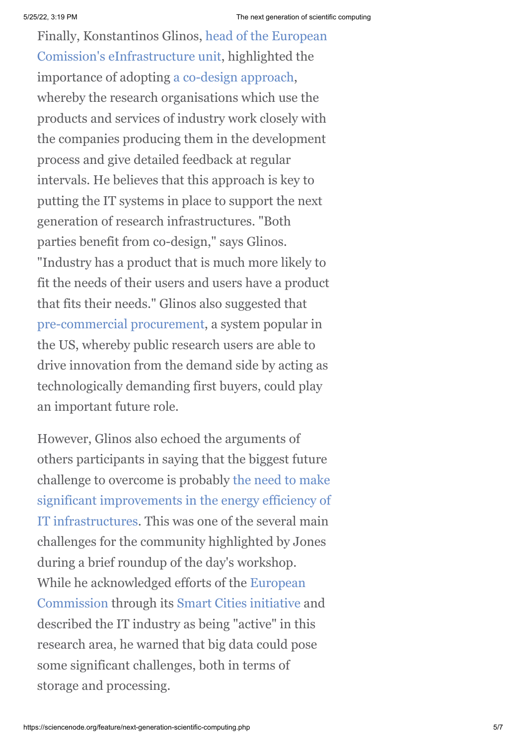Finally, Konstantinos Glinos, head of the European Comission's eInfrastructure unit, highlighted the importance of adopting a co-design approach, whereby the research organisations which use the products and services of industry work closely with the companies producing them in the development process and give detailed feedback at regular intervals. He believes that this approach is key to putting the IT systems in place to support the next generation of research infrastructures. "Both parties benefit from co-design," says Glinos. "Industry has a product that is much more likely to fit the needs of their users and users have a product that fits their needs." Glinos also suggested that pre-commercial procurement, a system popular in the US, whereby public research users are able to drive innovation from the demand side by acting as technologically demanding first buyers, could play an important future role.

However, Glinos also echoed the arguments of others participants in saying that the biggest future challenge to overcome is probably the need to make significant improvements in the energy efficiency of IT infrastructures. This was one of the several main challenges for the community highlighted by Jones during a brief roundup of the day's workshop. While he acknowledged efforts of the European Commission through its Smart Cities initiative and described the IT industry as being "active" in this research area, he warned that big data could pose some significant challenges, both in terms of storage and processing.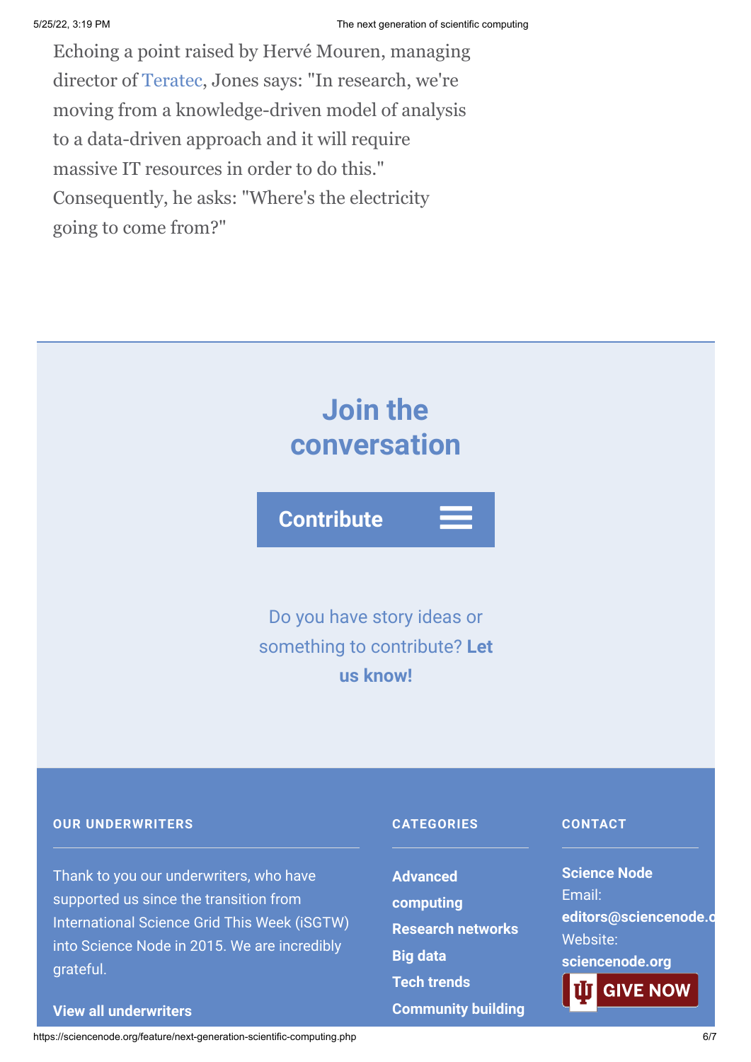Echoing a point raised by Hervé Mouren, managing director of Teratec, Jones says: "In research, we're moving from a knowledge-driven model of analysis to a data-driven approach and it will require massive IT resources in order to do this." Consequently, he asks: "Where's the electricity going to come from?"

## Join the conversation

**Contribute**

Do you have story ideas or something to contribute? **Let us know!**

#### OUR UNDERWRITERS

Thank to you our underwriters, who have supported us since the transition from International Science Grid This Week (iSGTW) into Science Node in 2015. We are incredibly grateful.

**View all underwriters**

#### CATEGORIES

**Advanced computing**
**Research networks**
**Big data**
**Tech trends**
**Community building**

#### CONTACT

**Science Node**
Email:
**editors@sciencenode.o**
Website:
**sciencenode.org**

GIVE NOW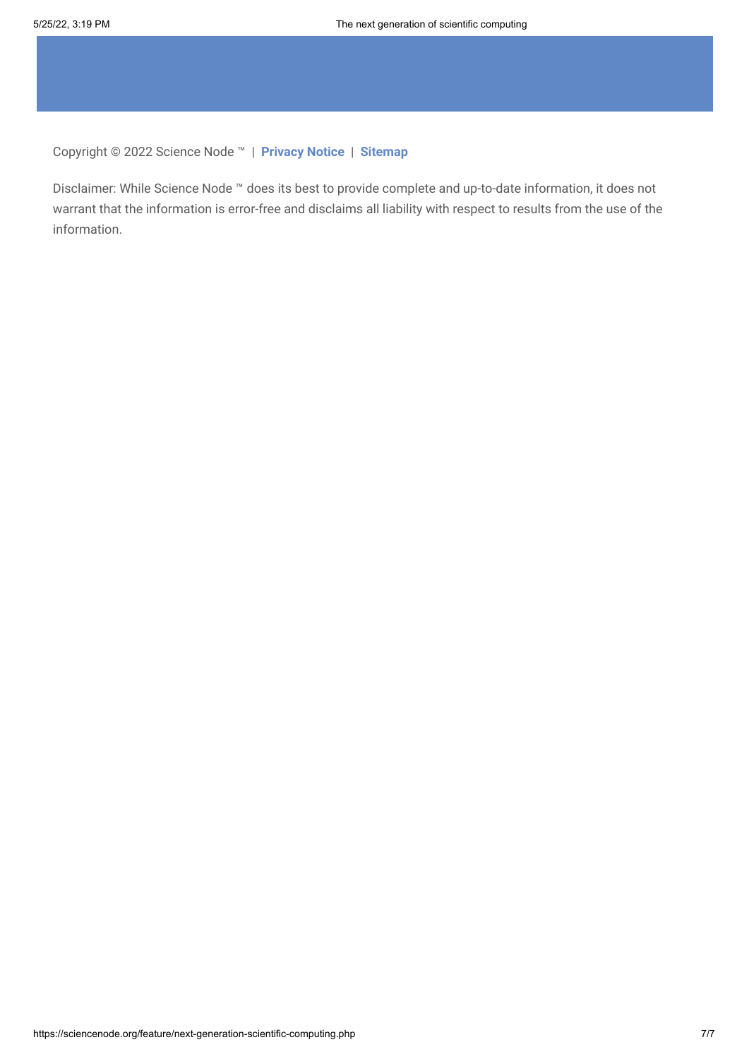Copyright © 2022 Science Node ™ | **Privacy Notice** | **Sitemap**

Disclaimer: While Science Node ™ does its best to provide complete and up-to-date information, it does not warrant that the information is error-free and disclaims all liability with respect to results from the use of the information.